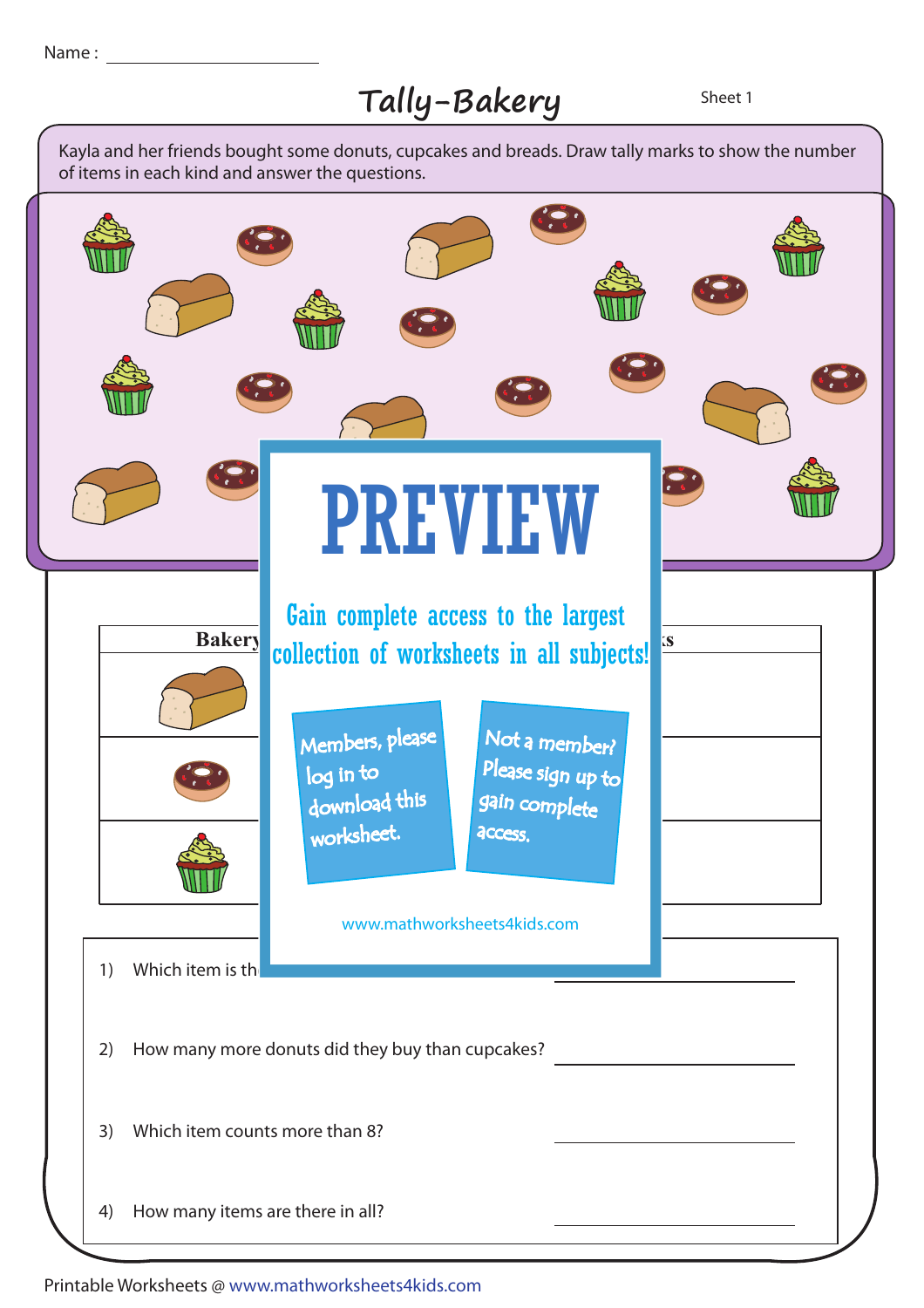Name : ____________________

# Tally-Bakery

Sheet 1

Kayla and her friends bought some donuts, cupcakes and breads. Draw tally marks to show the number of items in each kind and answer the questions.

PREVIEW

Gain complete access to the largest collection of worksheets in all subjects!

Members, please log in to download this worksheet.

Not a member? Please sign up to gain complete access.

www.mathworksheets4kids.com

| Bakery | ...ks |
|---|---|
| | |
| | |
| | |

1) Which item is th... ____________________

2) How many more donuts did they buy than cupcakes? ____________________

3) Which item counts more than 8? ____________________

4) How many items are there in all? ____________________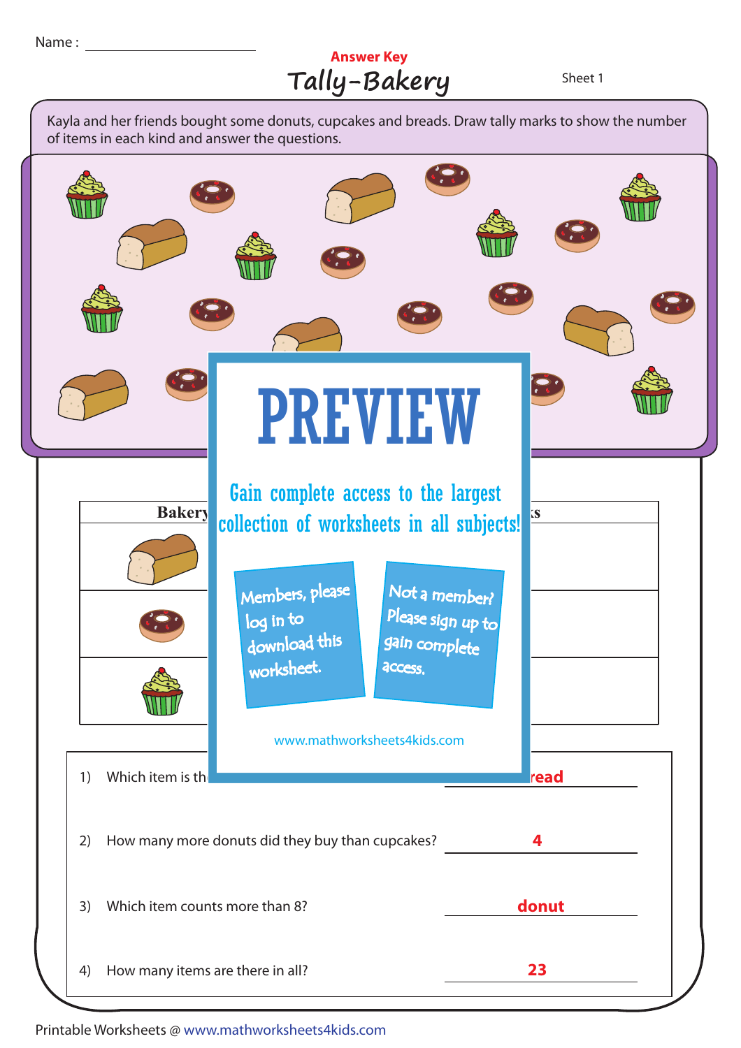Name : ____________________

**Answer Key**

# Tally-Bakery

Sheet 1

Kayla and her friends bought some donuts, cupcakes and breads. Draw tally marks to show the number of items in each kind and answer the questions.

**PREVIEW**

Gain complete access to the largest collection of worksheets in all subjects!

Members, please log in to download this worksheet.

Not a member? Please sign up to gain complete access.

www.mathworksheets4kids.com

| Bakery | ks |
|---|---|
| | |
| | |
| | |

1) Which item is th... ______ read

2) How many more donuts did they buy than cupcakes? ______ **4**

3) Which item counts more than 8? ______ **donut**

4) How many items are there in all? ______ **23**

Printable Worksheets @ www.mathworksheets4kids.com